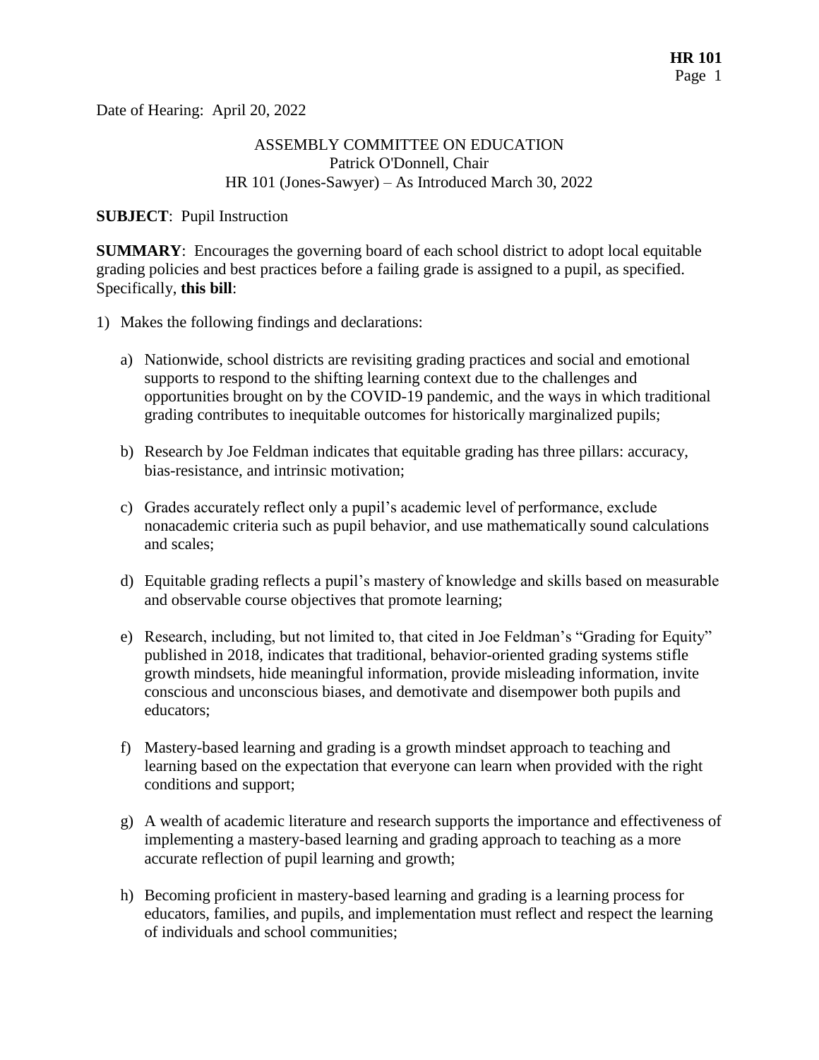Date of Hearing: April 20, 2022

ASSEMBLY COMMITTEE ON EDUCATION
Patrick O'Donnell, Chair
HR 101 (Jones-Sawyer) – As Introduced March 30, 2022

**SUBJECT**: Pupil Instruction

**SUMMARY**: Encourages the governing board of each school district to adopt local equitable grading policies and best practices before a failing grade is assigned to a pupil, as specified. Specifically, **this bill**:

1) Makes the following findings and declarations:

   a) Nationwide, school districts are revisiting grading practices and social and emotional supports to respond to the shifting learning context due to the challenges and opportunities brought on by the COVID-19 pandemic, and the ways in which traditional grading contributes to inequitable outcomes for historically marginalized pupils;

   b) Research by Joe Feldman indicates that equitable grading has three pillars: accuracy, bias-resistance, and intrinsic motivation;

   c) Grades accurately reflect only a pupil's academic level of performance, exclude nonacademic criteria such as pupil behavior, and use mathematically sound calculations and scales;

   d) Equitable grading reflects a pupil's mastery of knowledge and skills based on measurable and observable course objectives that promote learning;

   e) Research, including, but not limited to, that cited in Joe Feldman's "Grading for Equity" published in 2018, indicates that traditional, behavior-oriented grading systems stifle growth mindsets, hide meaningful information, provide misleading information, invite conscious and unconscious biases, and demotivate and disempower both pupils and educators;

   f) Mastery-based learning and grading is a growth mindset approach to teaching and learning based on the expectation that everyone can learn when provided with the right conditions and support;

   g) A wealth of academic literature and research supports the importance and effectiveness of implementing a mastery-based learning and grading approach to teaching as a more accurate reflection of pupil learning and growth;

   h) Becoming proficient in mastery-based learning and grading is a learning process for educators, families, and pupils, and implementation must reflect and respect the learning of individuals and school communities;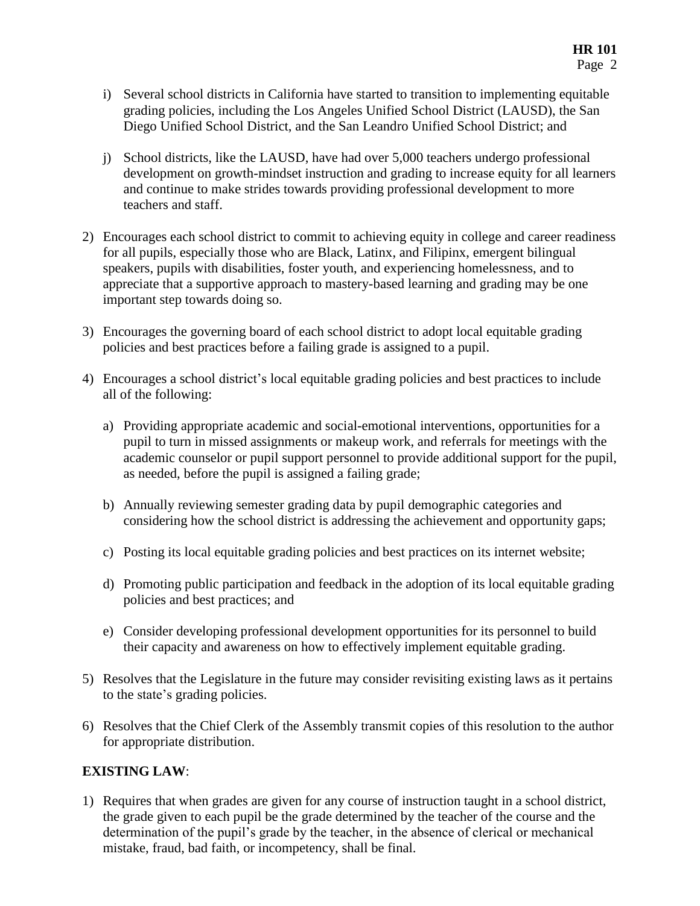i) Several school districts in California have started to transition to implementing equitable grading policies, including the Los Angeles Unified School District (LAUSD), the San Diego Unified School District, and the San Leandro Unified School District; and

j) School districts, like the LAUSD, have had over 5,000 teachers undergo professional development on growth-mindset instruction and grading to increase equity for all learners and continue to make strides towards providing professional development to more teachers and staff.

2) Encourages each school district to commit to achieving equity in college and career readiness for all pupils, especially those who are Black, Latinx, and Filipinx, emergent bilingual speakers, pupils with disabilities, foster youth, and experiencing homelessness, and to appreciate that a supportive approach to mastery-based learning and grading may be one important step towards doing so.

3) Encourages the governing board of each school district to adopt local equitable grading policies and best practices before a failing grade is assigned to a pupil.

4) Encourages a school district's local equitable grading policies and best practices to include all of the following:

   a) Providing appropriate academic and social-emotional interventions, opportunities for a pupil to turn in missed assignments or makeup work, and referrals for meetings with the academic counselor or pupil support personnel to provide additional support for the pupil, as needed, before the pupil is assigned a failing grade;

   b) Annually reviewing semester grading data by pupil demographic categories and considering how the school district is addressing the achievement and opportunity gaps;

   c) Posting its local equitable grading policies and best practices on its internet website;

   d) Promoting public participation and feedback in the adoption of its local equitable grading policies and best practices; and

   e) Consider developing professional development opportunities for its personnel to build their capacity and awareness on how to effectively implement equitable grading.

5) Resolves that the Legislature in the future may consider revisiting existing laws as it pertains to the state's grading policies.

6) Resolves that the Chief Clerk of the Assembly transmit copies of this resolution to the author for appropriate distribution.

**EXISTING LAW**:

1) Requires that when grades are given for any course of instruction taught in a school district, the grade given to each pupil be the grade determined by the teacher of the course and the determination of the pupil's grade by the teacher, in the absence of clerical or mechanical mistake, fraud, bad faith, or incompetency, shall be final.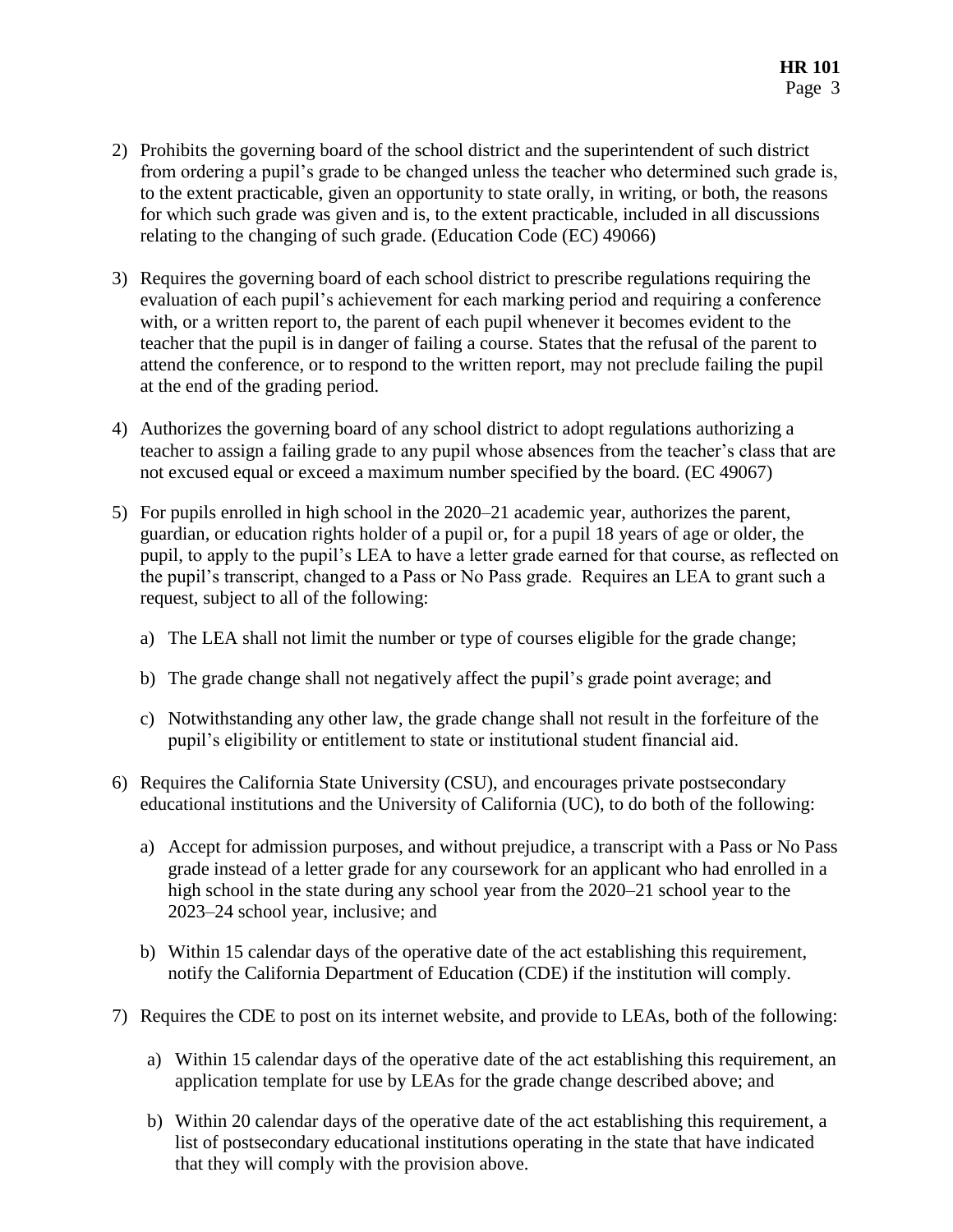2) Prohibits the governing board of the school district and the superintendent of such district from ordering a pupil's grade to be changed unless the teacher who determined such grade is, to the extent practicable, given an opportunity to state orally, in writing, or both, the reasons for which such grade was given and is, to the extent practicable, included in all discussions relating to the changing of such grade. (Education Code (EC) 49066)

3) Requires the governing board of each school district to prescribe regulations requiring the evaluation of each pupil's achievement for each marking period and requiring a conference with, or a written report to, the parent of each pupil whenever it becomes evident to the teacher that the pupil is in danger of failing a course. States that the refusal of the parent to attend the conference, or to respond to the written report, may not preclude failing the pupil at the end of the grading period.

4) Authorizes the governing board of any school district to adopt regulations authorizing a teacher to assign a failing grade to any pupil whose absences from the teacher's class that are not excused equal or exceed a maximum number specified by the board. (EC 49067)

5) For pupils enrolled in high school in the 2020–21 academic year, authorizes the parent, guardian, or education rights holder of a pupil or, for a pupil 18 years of age or older, the pupil, to apply to the pupil's LEA to have a letter grade earned for that course, as reflected on the pupil's transcript, changed to a Pass or No Pass grade. Requires an LEA to grant such a request, subject to all of the following:

   a) The LEA shall not limit the number or type of courses eligible for the grade change;

   b) The grade change shall not negatively affect the pupil's grade point average; and

   c) Notwithstanding any other law, the grade change shall not result in the forfeiture of the pupil's eligibility or entitlement to state or institutional student financial aid.

6) Requires the California State University (CSU), and encourages private postsecondary educational institutions and the University of California (UC), to do both of the following:

   a) Accept for admission purposes, and without prejudice, a transcript with a Pass or No Pass grade instead of a letter grade for any coursework for an applicant who had enrolled in a high school in the state during any school year from the 2020–21 school year to the 2023–24 school year, inclusive; and

   b) Within 15 calendar days of the operative date of the act establishing this requirement, notify the California Department of Education (CDE) if the institution will comply.

7) Requires the CDE to post on its internet website, and provide to LEAs, both of the following:

   a) Within 15 calendar days of the operative date of the act establishing this requirement, an application template for use by LEAs for the grade change described above; and

   b) Within 20 calendar days of the operative date of the act establishing this requirement, a list of postsecondary educational institutions operating in the state that have indicated that they will comply with the provision above.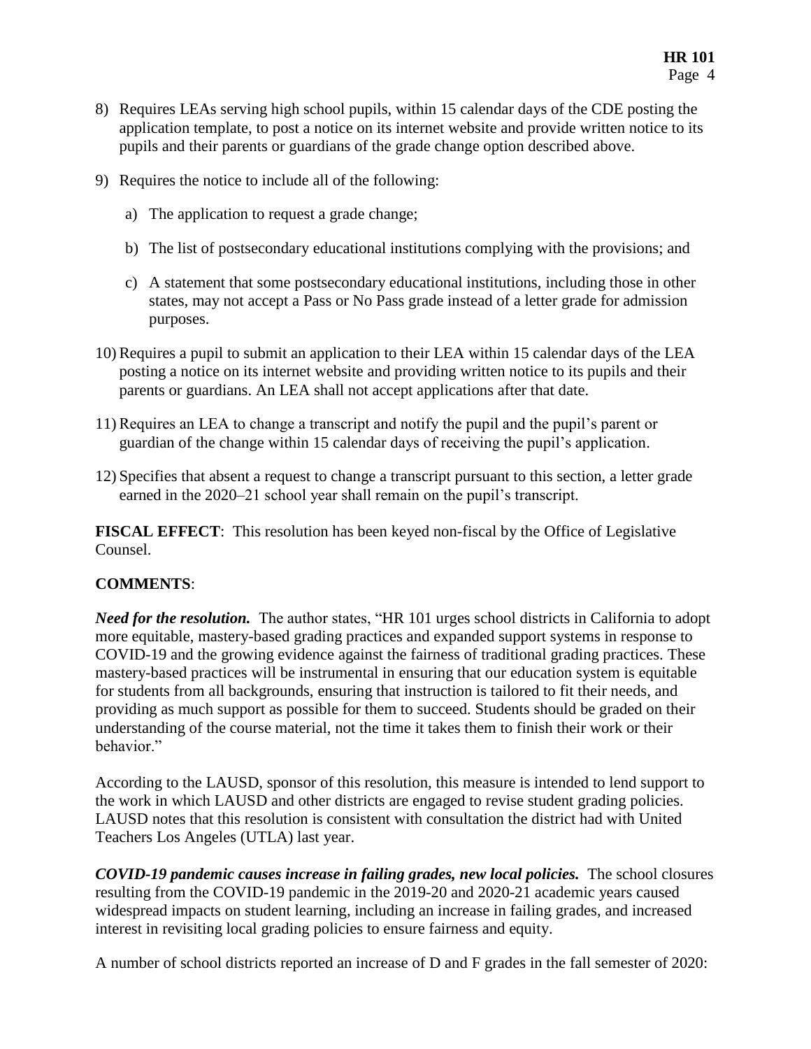8) Requires LEAs serving high school pupils, within 15 calendar days of the CDE posting the application template, to post a notice on its internet website and provide written notice to its pupils and their parents or guardians of the grade change option described above.

9) Requires the notice to include all of the following:

   a) The application to request a grade change;

   b) The list of postsecondary educational institutions complying with the provisions; and

   c) A statement that some postsecondary educational institutions, including those in other states, may not accept a Pass or No Pass grade instead of a letter grade for admission purposes.

10) Requires a pupil to submit an application to their LEA within 15 calendar days of the LEA posting a notice on its internet website and providing written notice to its pupils and their parents or guardians. An LEA shall not accept applications after that date.

11) Requires an LEA to change a transcript and notify the pupil and the pupil's parent or guardian of the change within 15 calendar days of receiving the pupil's application.

12) Specifies that absent a request to change a transcript pursuant to this section, a letter grade earned in the 2020–21 school year shall remain on the pupil's transcript.

**FISCAL EFFECT**: This resolution has been keyed non-fiscal by the Office of Legislative Counsel.

**COMMENTS**:

***Need for the resolution.*** The author states, "HR 101 urges school districts in California to adopt more equitable, mastery-based grading practices and expanded support systems in response to COVID-19 and the growing evidence against the fairness of traditional grading practices. These mastery-based practices will be instrumental in ensuring that our education system is equitable for students from all backgrounds, ensuring that instruction is tailored to fit their needs, and providing as much support as possible for them to succeed. Students should be graded on their understanding of the course material, not the time it takes them to finish their work or their behavior."

According to the LAUSD, sponsor of this resolution, this measure is intended to lend support to the work in which LAUSD and other districts are engaged to revise student grading policies. LAUSD notes that this resolution is consistent with consultation the district had with United Teachers Los Angeles (UTLA) last year.

***COVID-19 pandemic causes increase in failing grades, new local policies.*** The school closures resulting from the COVID-19 pandemic in the 2019-20 and 2020-21 academic years caused widespread impacts on student learning, including an increase in failing grades, and increased interest in revisiting local grading policies to ensure fairness and equity.

A number of school districts reported an increase of D and F grades in the fall semester of 2020: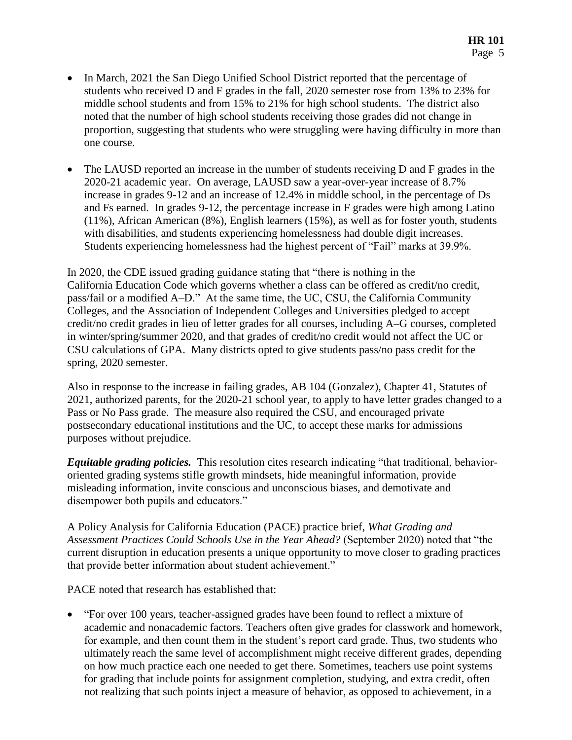- In March, 2021 the San Diego Unified School District reported that the percentage of students who received D and F grades in the fall, 2020 semester rose from 13% to 23% for middle school students and from 15% to 21% for high school students. The district also noted that the number of high school students receiving those grades did not change in proportion, suggesting that students who were struggling were having difficulty in more than one course.

- The LAUSD reported an increase in the number of students receiving D and F grades in the 2020-21 academic year. On average, LAUSD saw a year-over-year increase of 8.7% increase in grades 9-12 and an increase of 12.4% in middle school, in the percentage of Ds and Fs earned. In grades 9-12, the percentage increase in F grades were high among Latino (11%), African American (8%), English learners (15%), as well as for foster youth, students with disabilities, and students experiencing homelessness had double digit increases. Students experiencing homelessness had the highest percent of "Fail" marks at 39.9%.

In 2020, the CDE issued grading guidance stating that "there is nothing in the California Education Code which governs whether a class can be offered as credit/no credit, pass/fail or a modified A–D." At the same time, the UC, CSU, the California Community Colleges, and the Association of Independent Colleges and Universities pledged to accept credit/no credit grades in lieu of letter grades for all courses, including A–G courses, completed in winter/spring/summer 2020, and that grades of credit/no credit would not affect the UC or CSU calculations of GPA. Many districts opted to give students pass/no pass credit for the spring, 2020 semester.

Also in response to the increase in failing grades, AB 104 (Gonzalez), Chapter 41, Statutes of 2021, authorized parents, for the 2020-21 school year, to apply to have letter grades changed to a Pass or No Pass grade. The measure also required the CSU, and encouraged private postsecondary educational institutions and the UC, to accept these marks for admissions purposes without prejudice.

***Equitable grading policies.*** This resolution cites research indicating "that traditional, behavior-oriented grading systems stifle growth mindsets, hide meaningful information, provide misleading information, invite conscious and unconscious biases, and demotivate and disempower both pupils and educators."

A Policy Analysis for California Education (PACE) practice brief, *What Grading and Assessment Practices Could Schools Use in the Year Ahead?* (September 2020) noted that "the current disruption in education presents a unique opportunity to move closer to grading practices that provide better information about student achievement."

PACE noted that research has established that:

- "For over 100 years, teacher-assigned grades have been found to reflect a mixture of academic and nonacademic factors. Teachers often give grades for classwork and homework, for example, and then count them in the student's report card grade. Thus, two students who ultimately reach the same level of accomplishment might receive different grades, depending on how much practice each one needed to get there. Sometimes, teachers use point systems for grading that include points for assignment completion, studying, and extra credit, often not realizing that such points inject a measure of behavior, as opposed to achievement, in a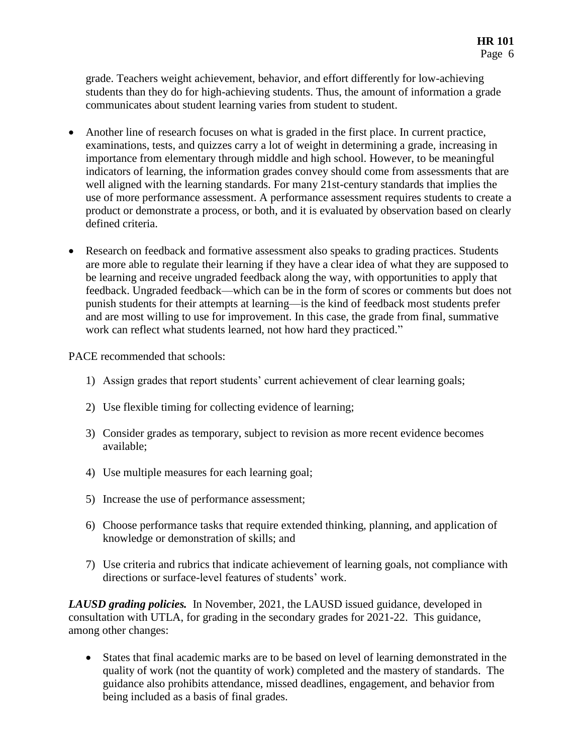grade. Teachers weight achievement, behavior, and effort differently for low-achieving students than they do for high-achieving students. Thus, the amount of information a grade communicates about student learning varies from student to student.

- Another line of research focuses on what is graded in the first place. In current practice, examinations, tests, and quizzes carry a lot of weight in determining a grade, increasing in importance from elementary through middle and high school. However, to be meaningful indicators of learning, the information grades convey should come from assessments that are well aligned with the learning standards. For many 21st-century standards that implies the use of more performance assessment. A performance assessment requires students to create a product or demonstrate a process, or both, and it is evaluated by observation based on clearly defined criteria.

- Research on feedback and formative assessment also speaks to grading practices. Students are more able to regulate their learning if they have a clear idea of what they are supposed to be learning and receive ungraded feedback along the way, with opportunities to apply that feedback. Ungraded feedback—which can be in the form of scores or comments but does not punish students for their attempts at learning—is the kind of feedback most students prefer and are most willing to use for improvement. In this case, the grade from final, summative work can reflect what students learned, not how hard they practiced."

PACE recommended that schools:

1) Assign grades that report students' current achievement of clear learning goals;

2) Use flexible timing for collecting evidence of learning;

3) Consider grades as temporary, subject to revision as more recent evidence becomes available;

4) Use multiple measures for each learning goal;

5) Increase the use of performance assessment;

6) Choose performance tasks that require extended thinking, planning, and application of knowledge or demonstration of skills; and

7) Use criteria and rubrics that indicate achievement of learning goals, not compliance with directions or surface-level features of students' work.

***LAUSD grading policies.*** In November, 2021, the LAUSD issued guidance, developed in consultation with UTLA, for grading in the secondary grades for 2021-22. This guidance, among other changes:

- States that final academic marks are to be based on level of learning demonstrated in the quality of work (not the quantity of work) completed and the mastery of standards. The guidance also prohibits attendance, missed deadlines, engagement, and behavior from being included as a basis of final grades.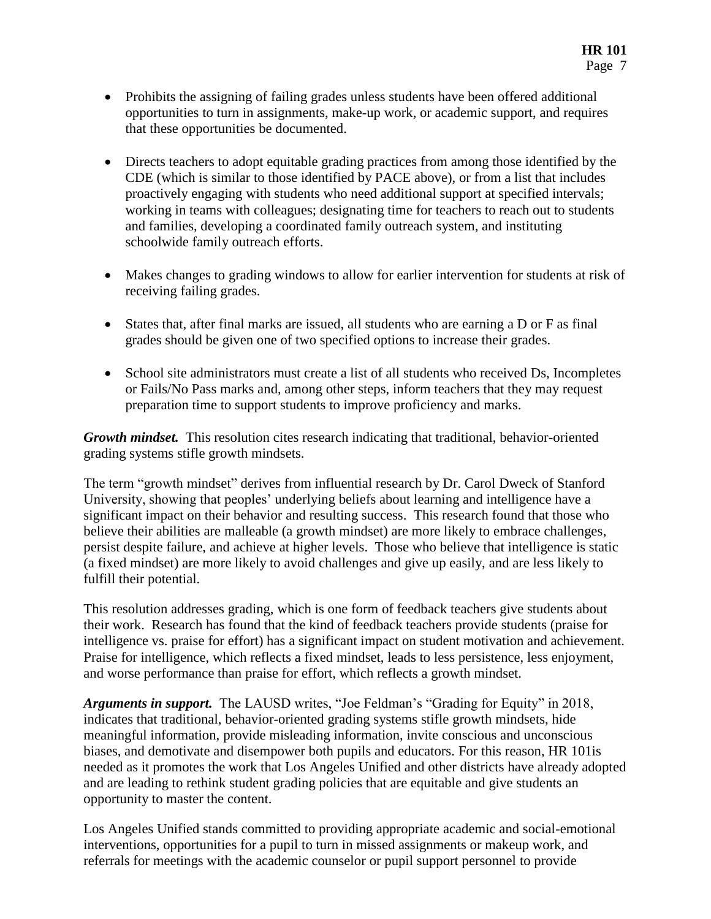- Prohibits the assigning of failing grades unless students have been offered additional opportunities to turn in assignments, make-up work, or academic support, and requires that these opportunities be documented.

- Directs teachers to adopt equitable grading practices from among those identified by the CDE (which is similar to those identified by PACE above), or from a list that includes proactively engaging with students who need additional support at specified intervals; working in teams with colleagues; designating time for teachers to reach out to students and families, developing a coordinated family outreach system, and instituting schoolwide family outreach efforts.

- Makes changes to grading windows to allow for earlier intervention for students at risk of receiving failing grades.

- States that, after final marks are issued, all students who are earning a D or F as final grades should be given one of two specified options to increase their grades.

- School site administrators must create a list of all students who received Ds, Incompletes or Fails/No Pass marks and, among other steps, inform teachers that they may request preparation time to support students to improve proficiency and marks.

***Growth mindset.*** This resolution cites research indicating that traditional, behavior-oriented grading systems stifle growth mindsets.

The term "growth mindset" derives from influential research by Dr. Carol Dweck of Stanford University, showing that peoples' underlying beliefs about learning and intelligence have a significant impact on their behavior and resulting success. This research found that those who believe their abilities are malleable (a growth mindset) are more likely to embrace challenges, persist despite failure, and achieve at higher levels. Those who believe that intelligence is static (a fixed mindset) are more likely to avoid challenges and give up easily, and are less likely to fulfill their potential.

This resolution addresses grading, which is one form of feedback teachers give students about their work. Research has found that the kind of feedback teachers provide students (praise for intelligence vs. praise for effort) has a significant impact on student motivation and achievement. Praise for intelligence, which reflects a fixed mindset, leads to less persistence, less enjoyment, and worse performance than praise for effort, which reflects a growth mindset.

***Arguments in support.*** The LAUSD writes, "Joe Feldman's "Grading for Equity" in 2018, indicates that traditional, behavior-oriented grading systems stifle growth mindsets, hide meaningful information, provide misleading information, invite conscious and unconscious biases, and demotivate and disempower both pupils and educators. For this reason, HR 101is needed as it promotes the work that Los Angeles Unified and other districts have already adopted and are leading to rethink student grading policies that are equitable and give students an opportunity to master the content.

Los Angeles Unified stands committed to providing appropriate academic and social-emotional interventions, opportunities for a pupil to turn in missed assignments or makeup work, and referrals for meetings with the academic counselor or pupil support personnel to provide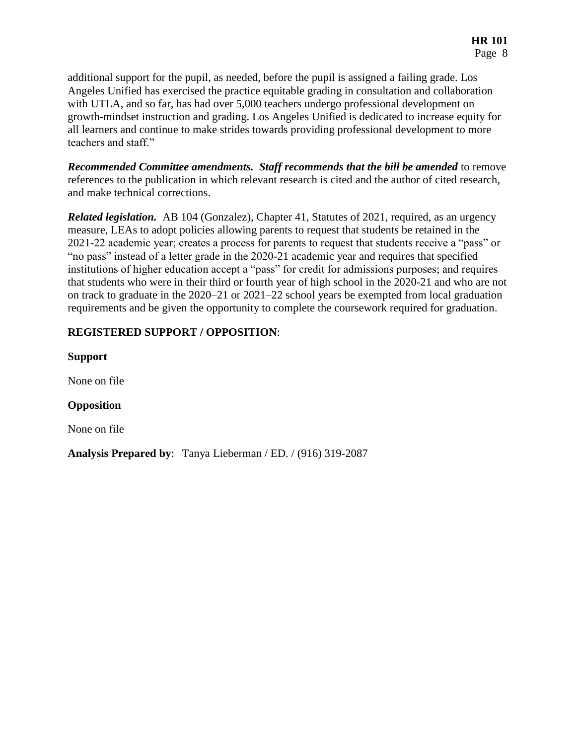additional support for the pupil, as needed, before the pupil is assigned a failing grade. Los Angeles Unified has exercised the practice equitable grading in consultation and collaboration with UTLA, and so far, has had over 5,000 teachers undergo professional development on growth-mindset instruction and grading. Los Angeles Unified is dedicated to increase equity for all learners and continue to make strides towards providing professional development to more teachers and staff."

***Recommended Committee amendments. Staff recommends that the bill be amended*** to remove references to the publication in which relevant research is cited and the author of cited research, and make technical corrections.

***Related legislation.*** AB 104 (Gonzalez), Chapter 41, Statutes of 2021, required, as an urgency measure, LEAs to adopt policies allowing parents to request that students be retained in the 2021-22 academic year; creates a process for parents to request that students receive a "pass" or "no pass" instead of a letter grade in the 2020-21 academic year and requires that specified institutions of higher education accept a "pass" for credit for admissions purposes; and requires that students who were in their third or fourth year of high school in the 2020-21 and who are not on track to graduate in the 2020–21 or 2021–22 school years be exempted from local graduation requirements and be given the opportunity to complete the coursework required for graduation.

## REGISTERED SUPPORT / OPPOSITION:

**Support**

None on file

**Opposition**

None on file

**Analysis Prepared by**: Tanya Lieberman / ED. / (916) 319-2087